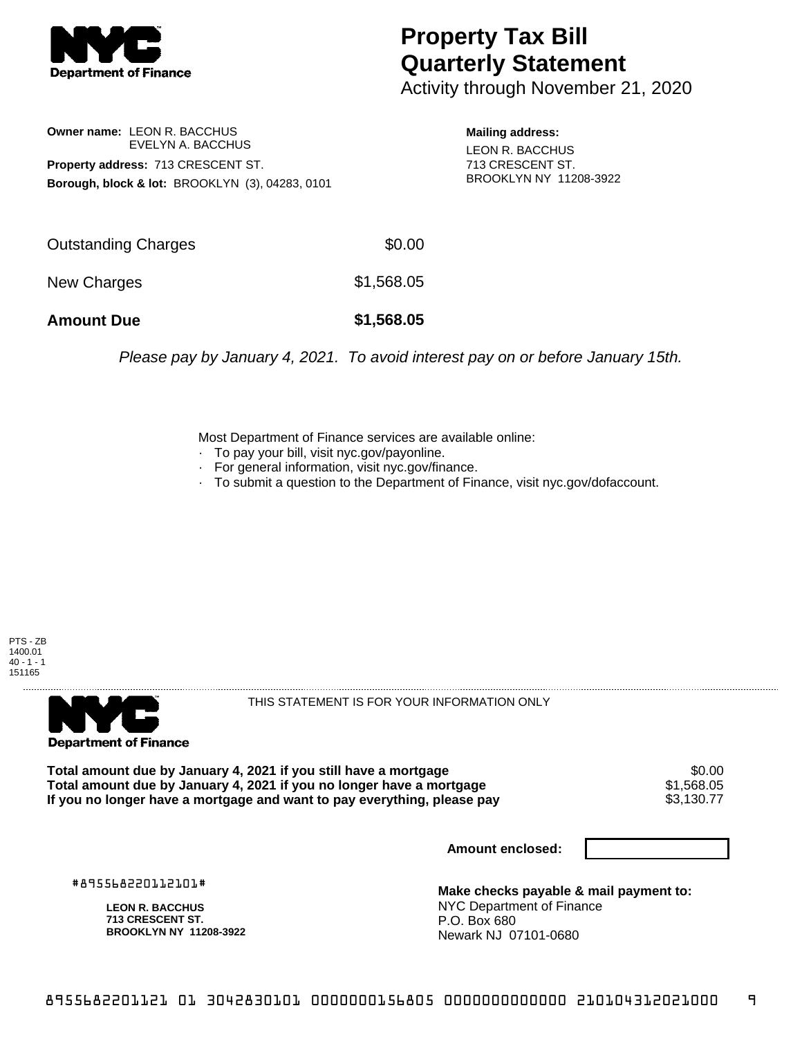# Property Tax Bill Quarterly Statement

Activity through November 21, 2020

**Owner name:** LEON R. BACCHUS
EVELYN A. BACCHUS

**Property address:** 713 CRESCENT ST.

**Borough, block & lot:** BROOKLYN (3), 04283, 0101

**Mailing address:**
LEON R. BACCHUS
713 CRESCENT ST.
BROOKLYN NY 11208-3922

| | |
|---|---|
| Outstanding Charges | $0.00 |
| New Charges | $1,568.05 |
| **Amount Due** | **$1,568.05** |

*Please pay by January 4, 2021. To avoid interest pay on or before January 15th.*

Most Department of Finance services are available online:
- To pay your bill, visit nyc.gov/payonline.
- For general information, visit nyc.gov/finance.
- To submit a question to the Department of Finance, visit nyc.gov/dofaccount.

PTS - ZB
1400.01
40 - 1 - 1
151165

THIS STATEMENT IS FOR YOUR INFORMATION ONLY

| | |
|---|---|
| **Total amount due by January 4, 2021 if you still have a mortgage** | $0.00 |
| **Total amount due by January 4, 2021 if you no longer have a mortgage** | $1,568.05 |
| **If you no longer have a mortgage and want to pay everything, please pay** | $3,130.77 |

**Amount enclosed:**

#895568220112101#

**LEON R. BACCHUS**
**713 CRESCENT ST.**
**BROOKLYN NY 11208-3922**

**Make checks payable & mail payment to:**
NYC Department of Finance
P.O. Box 680
Newark NJ 07101-0680

8955682201121 01 3042830101 0000000156805 0000000000000 210104312021000 9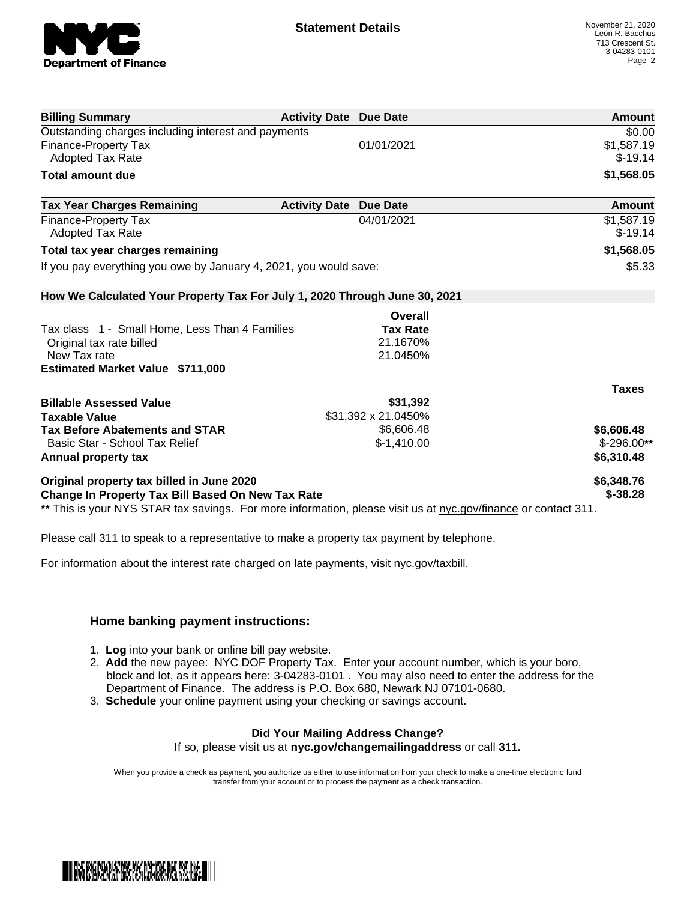**Statement Details**

November 21, 2020
Leon R. Bacchus
713 Crescent St.
3-04283-0101

| Billing Summary | Activity Date | Due Date | Amount |
| --- | --- | --- | --- |
| Outstanding charges including interest and payments | | | $0.00 |
| Finance-Property Tax | | 01/01/2021 | $1,587.19 |
| Adopted Tax Rate | | | $-19.14 |
| **Total amount due** | | | **$1,568.05** |

| Tax Year Charges Remaining | Activity Date | Due Date | Amount |
| --- | --- | --- | --- |
| Finance-Property Tax | | 04/01/2021 | $1,587.19 |
| Adopted Tax Rate | | | $-19.14 |
| **Total tax year charges remaining** | | | **$1,568.05** |
| If you pay everything you owe by January 4, 2021, you would save: | | | $5.33 |

**How We Calculated Your Property Tax For July 1, 2020 Through June 30, 2021**

| | Overall Tax Rate | Taxes |
| --- | --- | --- |
| Tax class 1 - Small Home, Less Than 4 Families | | |
| Original tax rate billed | 21.1670% | |
| New Tax rate | 21.0450% | |
| **Estimated Market Value $711,000** | | |
| **Billable Assessed Value** | **$31,392** | |
| **Taxable Value** | $31,392 x 21.0450% | |
| **Tax Before Abatements and STAR** | $6,606.48 | **$6,606.48** |
| Basic Star - School Tax Relief | $-1,410.00 | $-296.00** |
| **Annual property tax** | | **$6,310.48** |
| **Original property tax billed in June 2020** | | **$6,348.76** |
| **Change In Property Tax Bill Based On New Tax Rate** | | **$-38.28** |

** This is your NYS STAR tax savings. For more information, please visit us at nyc.gov/finance or contact 311.

Please call 311 to speak to a representative to make a property tax payment by telephone.

For information about the interest rate charged on late payments, visit nyc.gov/taxbill.

### Home banking payment instructions:

1. **Log** into your bank or online bill pay website.
2. **Add** the new payee: NYC DOF Property Tax. Enter your account number, which is your boro, block and lot, as it appears here: 3-04283-0101 . You may also need to enter the address for the Department of Finance. The address is P.O. Box 680, Newark NJ 07101-0680.
3. **Schedule** your online payment using your checking or savings account.

**Did Your Mailing Address Change?**

If so, please visit us at **nyc.gov/changemailingaddress** or call **311.**

When you provide a check as payment, you authorize us either to use information from your check to make a one-time electronic fund transfer from your account or to process the payment as a check transaction.